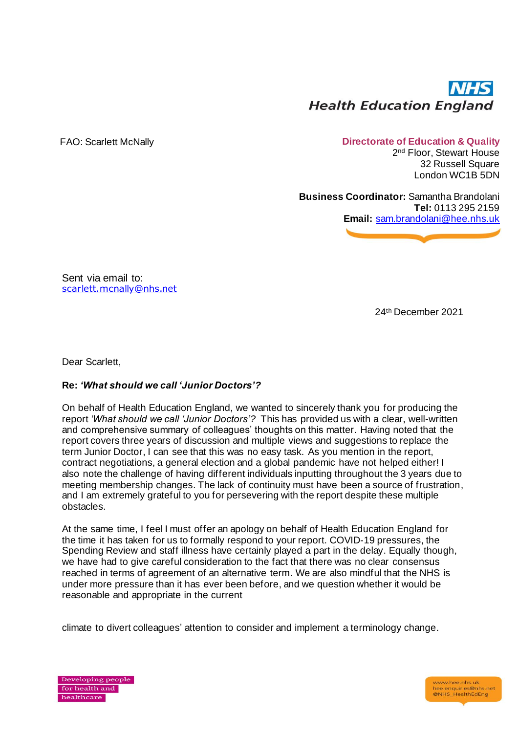**NHS**
**Health Education England**

FAO: Scarlett McNally

**Directorate of Education & Quality**
2nd Floor, Stewart House
32 Russell Square
London WC1B 5DN

**Business Coordinator:** Samantha Brandolani
**Tel:** 0113 295 2159
**Email:** sam.brandolani@hee.nhs.uk

Sent via email to:
scarlett.mcnally@nhs.net

24th December 2021

Dear Scarlett,

**Re: *'What should we call 'Junior Doctors'?***

On behalf of Health Education England, we wanted to sincerely thank you for producing the report *'What should we call 'Junior Doctors'?* This has provided us with a clear, well-written and comprehensive summary of colleagues' thoughts on this matter. Having noted that the report covers three years of discussion and multiple views and suggestions to replace the term Junior Doctor, I can see that this was no easy task. As you mention in the report, contract negotiations, a general election and a global pandemic have not helped either! I also note the challenge of having different individuals inputting throughout the 3 years due to meeting membership changes. The lack of continuity must have been a source of frustration, and I am extremely grateful to you for persevering with the report despite these multiple obstacles.

At the same time, I feel I must offer an apology on behalf of Health Education England for the time it has taken for us to formally respond to your report. COVID-19 pressures, the Spending Review and staff illness have certainly played a part in the delay. Equally though, we have had to give careful consideration to the fact that there was no clear consensus reached in terms of agreement of an alternative term. We are also mindful that the NHS is under more pressure than it has ever been before, and we question whether it would be reasonable and appropriate in the current climate to divert colleagues' attention to consider and implement a terminology change.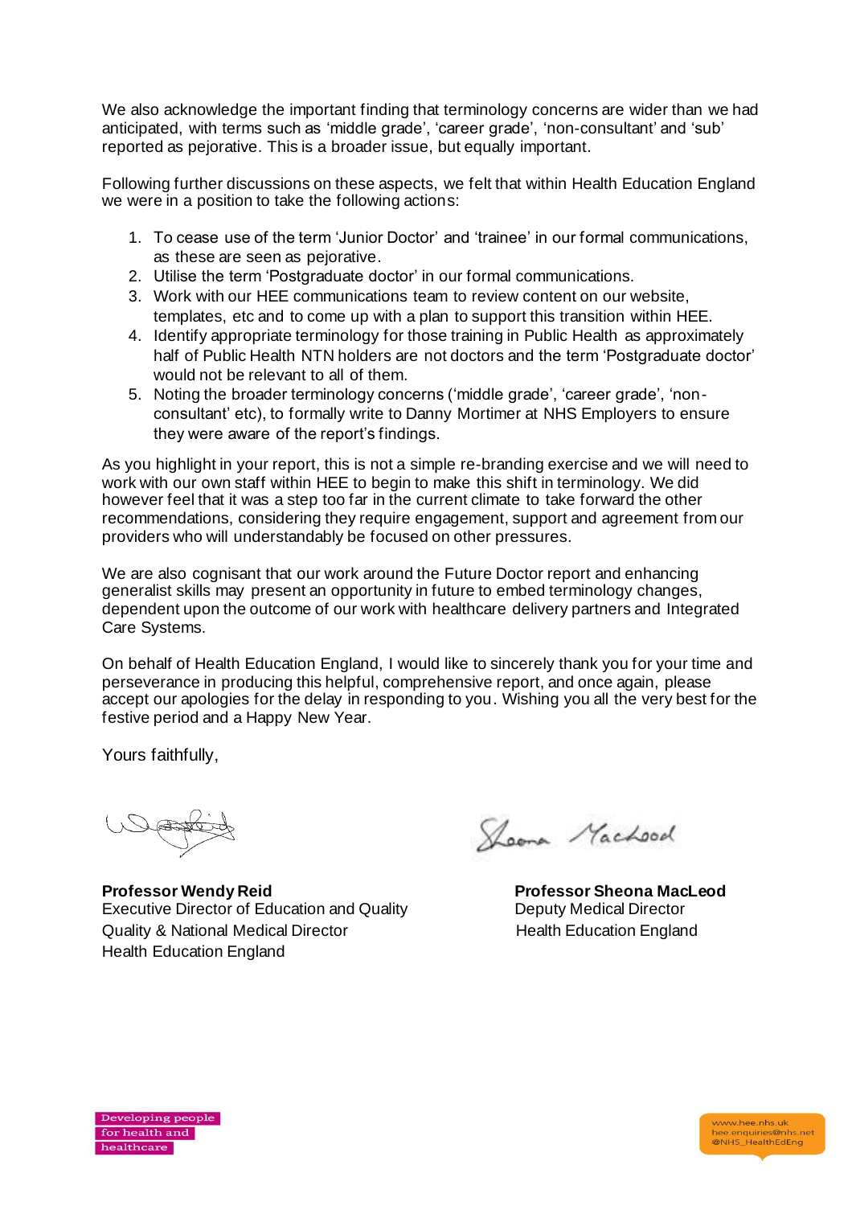We also acknowledge the important finding that terminology concerns are wider than we had anticipated, with terms such as 'middle grade', 'career grade', 'non-consultant' and 'sub' reported as pejorative. This is a broader issue, but equally important.

Following further discussions on these aspects, we felt that within Health Education England we were in a position to take the following actions:

1. To cease use of the term 'Junior Doctor' and 'trainee' in our formal communications, as these are seen as pejorative.
2. Utilise the term 'Postgraduate doctor' in our formal communications.
3. Work with our HEE communications team to review content on our website, templates, etc and to come up with a plan to support this transition within HEE.
4. Identify appropriate terminology for those training in Public Health as approximately half of Public Health NTN holders are not doctors and the term 'Postgraduate doctor' would not be relevant to all of them.
5. Noting the broader terminology concerns ('middle grade', 'career grade', 'non-consultant' etc), to formally write to Danny Mortimer at NHS Employers to ensure they were aware of the report's findings.

As you highlight in your report, this is not a simple re-branding exercise and we will need to work with our own staff within HEE to begin to make this shift in terminology. We did however feel that it was a step too far in the current climate to take forward the other recommendations, considering they require engagement, support and agreement from our providers who will understandably be focused on other pressures.

We are also cognisant that our work around the Future Doctor report and enhancing generalist skills may present an opportunity in future to embed terminology changes, dependent upon the outcome of our work with healthcare delivery partners and Integrated Care Systems.

On behalf of Health Education England, I would like to sincerely thank you for your time and perseverance in producing this helpful, comprehensive report, and once again, please accept our apologies for the delay in responding to you. Wishing you all the very best for the festive period and a Happy New Year.

Yours faithfully,

**Professor Wendy Reid**
Executive Director of Education and Quality
Quality & National Medical Director
Health Education England

**Professor Sheona MacLeod**
Deputy Medical Director
Health Education England

Developing people for health and healthcare

www.hee.nhs.uk
hee.enquiries@nhs.net
@NHS_HealthEdEng